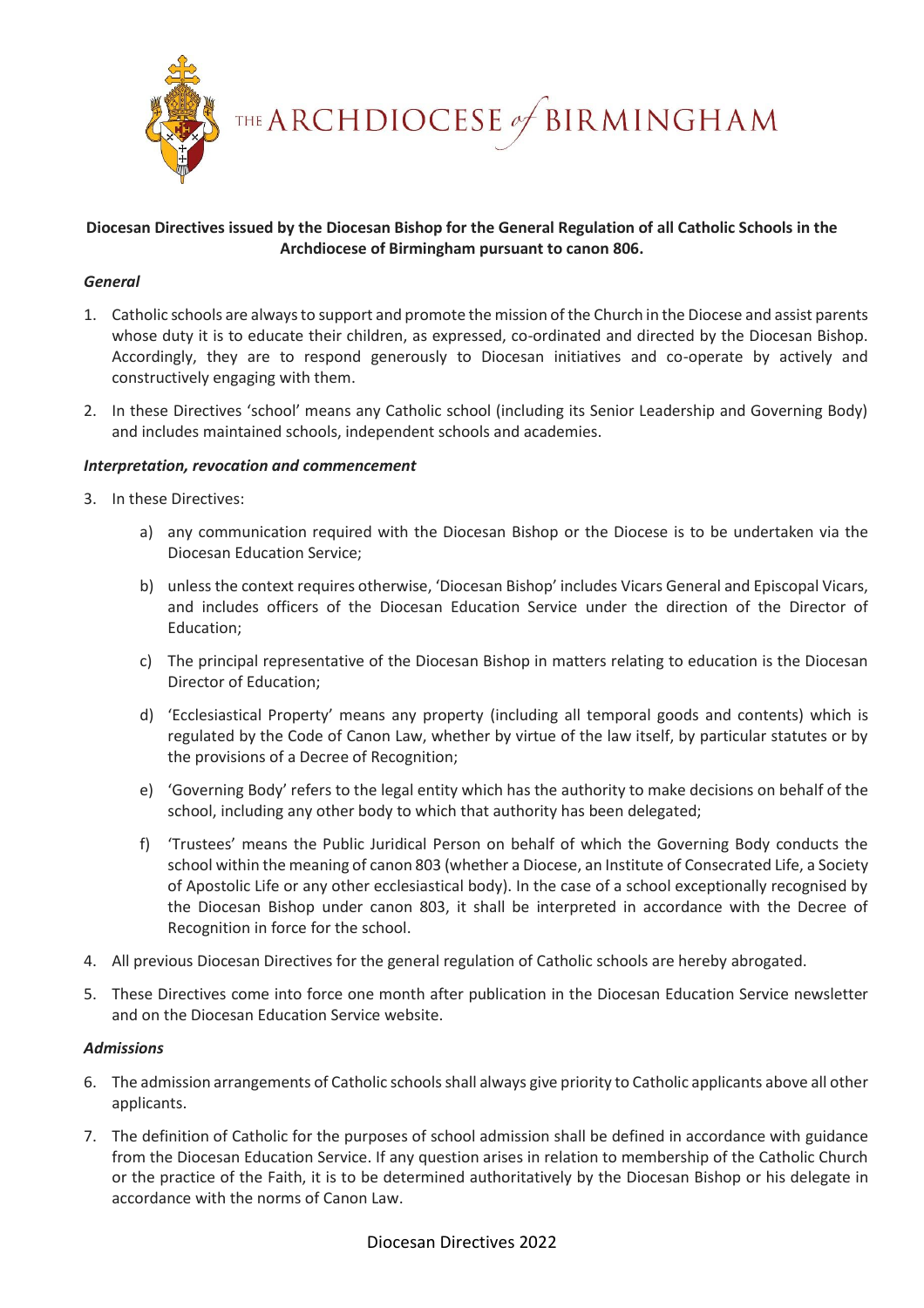THE ARCHDIOCESE of BIRMINGHAM

**Diocesan Directives issued by the Diocesan Bishop for the General Regulation of all Catholic Schools in the Archdiocese of Birmingham pursuant to canon 806.**

***General***

1. Catholic schools are always to support and promote the mission of the Church in the Diocese and assist parents whose duty it is to educate their children, as expressed, co-ordinated and directed by the Diocesan Bishop. Accordingly, they are to respond generously to Diocesan initiatives and co-operate by actively and constructively engaging with them.
2. In these Directives 'school' means any Catholic school (including its Senior Leadership and Governing Body) and includes maintained schools, independent schools and academies.

***Interpretation, revocation and commencement***

3. In these Directives:
    a) any communication required with the Diocesan Bishop or the Diocese is to be undertaken via the Diocesan Education Service;
    b) unless the context requires otherwise, 'Diocesan Bishop' includes Vicars General and Episcopal Vicars, and includes officers of the Diocesan Education Service under the direction of the Director of Education;
    c) The principal representative of the Diocesan Bishop in matters relating to education is the Diocesan Director of Education;
    d) 'Ecclesiastical Property' means any property (including all temporal goods and contents) which is regulated by the Code of Canon Law, whether by virtue of the law itself, by particular statutes or by the provisions of a Decree of Recognition;
    e) 'Governing Body' refers to the legal entity which has the authority to make decisions on behalf of the school, including any other body to which that authority has been delegated;
    f) 'Trustees' means the Public Juridical Person on behalf of which the Governing Body conducts the school within the meaning of canon 803 (whether a Diocese, an Institute of Consecrated Life, a Society of Apostolic Life or any other ecclesiastical body). In the case of a school exceptionally recognised by the Diocesan Bishop under canon 803, it shall be interpreted in accordance with the Decree of Recognition in force for the school.
4. All previous Diocesan Directives for the general regulation of Catholic schools are hereby abrogated.
5. These Directives come into force one month after publication in the Diocesan Education Service newsletter and on the Diocesan Education Service website.

***Admissions***

6. The admission arrangements of Catholic schools shall always give priority to Catholic applicants above all other applicants.
7. The definition of Catholic for the purposes of school admission shall be defined in accordance with guidance from the Diocesan Education Service. If any question arises in relation to membership of the Catholic Church or the practice of the Faith, it is to be determined authoritatively by the Diocesan Bishop or his delegate in accordance with the norms of Canon Law.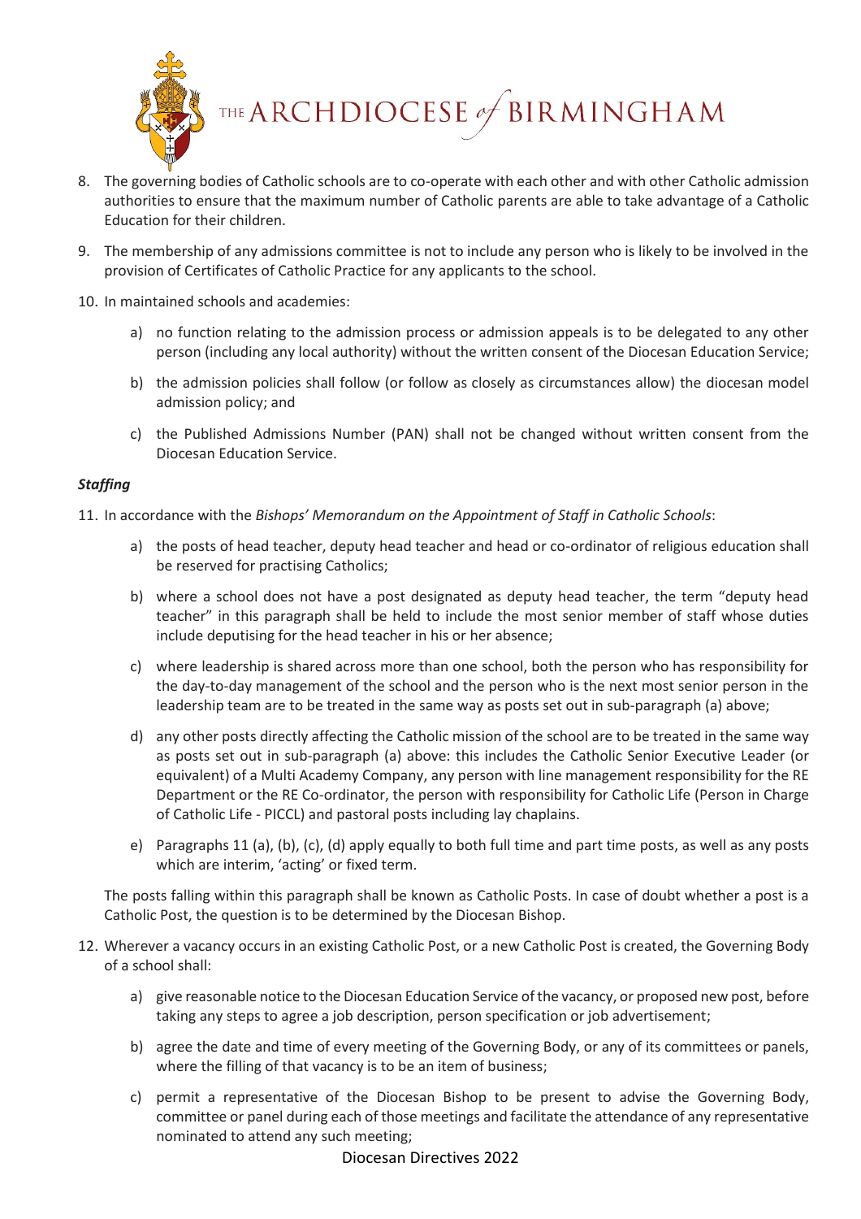8. The governing bodies of Catholic schools are to co-operate with each other and with other Catholic admission authorities to ensure that the maximum number of Catholic parents are able to take advantage of a Catholic Education for their children.

9. The membership of any admissions committee is not to include any person who is likely to be involved in the provision of Certificates of Catholic Practice for any applicants to the school.

10. In maintained schools and academies:

    a) no function relating to the admission process or admission appeals is to be delegated to any other person (including any local authority) without the written consent of the Diocesan Education Service;

    b) the admission policies shall follow (or follow as closely as circumstances allow) the diocesan model admission policy; and

    c) the Published Admissions Number (PAN) shall not be changed without written consent from the Diocesan Education Service.

***Staffing***

11. In accordance with the *Bishops' Memorandum on the Appointment of Staff in Catholic Schools*:

    a) the posts of head teacher, deputy head teacher and head or co-ordinator of religious education shall be reserved for practising Catholics;

    b) where a school does not have a post designated as deputy head teacher, the term "deputy head teacher" in this paragraph shall be held to include the most senior member of staff whose duties include deputising for the head teacher in his or her absence;

    c) where leadership is shared across more than one school, both the person who has responsibility for the day-to-day management of the school and the person who is the next most senior person in the leadership team are to be treated in the same way as posts set out in sub-paragraph (a) above;

    d) any other posts directly affecting the Catholic mission of the school are to be treated in the same way as posts set out in sub-paragraph (a) above: this includes the Catholic Senior Executive Leader (or equivalent) of a Multi Academy Company, any person with line management responsibility for the RE Department or the RE Co-ordinator, the person with responsibility for Catholic Life (Person in Charge of Catholic Life - PICCL) and pastoral posts including lay chaplains.

    e) Paragraphs 11 (a), (b), (c), (d) apply equally to both full time and part time posts, as well as any posts which are interim, 'acting' or fixed term.

    The posts falling within this paragraph shall be known as Catholic Posts. In case of doubt whether a post is a Catholic Post, the question is to be determined by the Diocesan Bishop.

12. Wherever a vacancy occurs in an existing Catholic Post, or a new Catholic Post is created, the Governing Body of a school shall:

    a) give reasonable notice to the Diocesan Education Service of the vacancy, or proposed new post, before taking any steps to agree a job description, person specification or job advertisement;

    b) agree the date and time of every meeting of the Governing Body, or any of its committees or panels, where the filling of that vacancy is to be an item of business;

    c) permit a representative of the Diocesan Bishop to be present to advise the Governing Body, committee or panel during each of those meetings and facilitate the attendance of any representative nominated to attend any such meeting;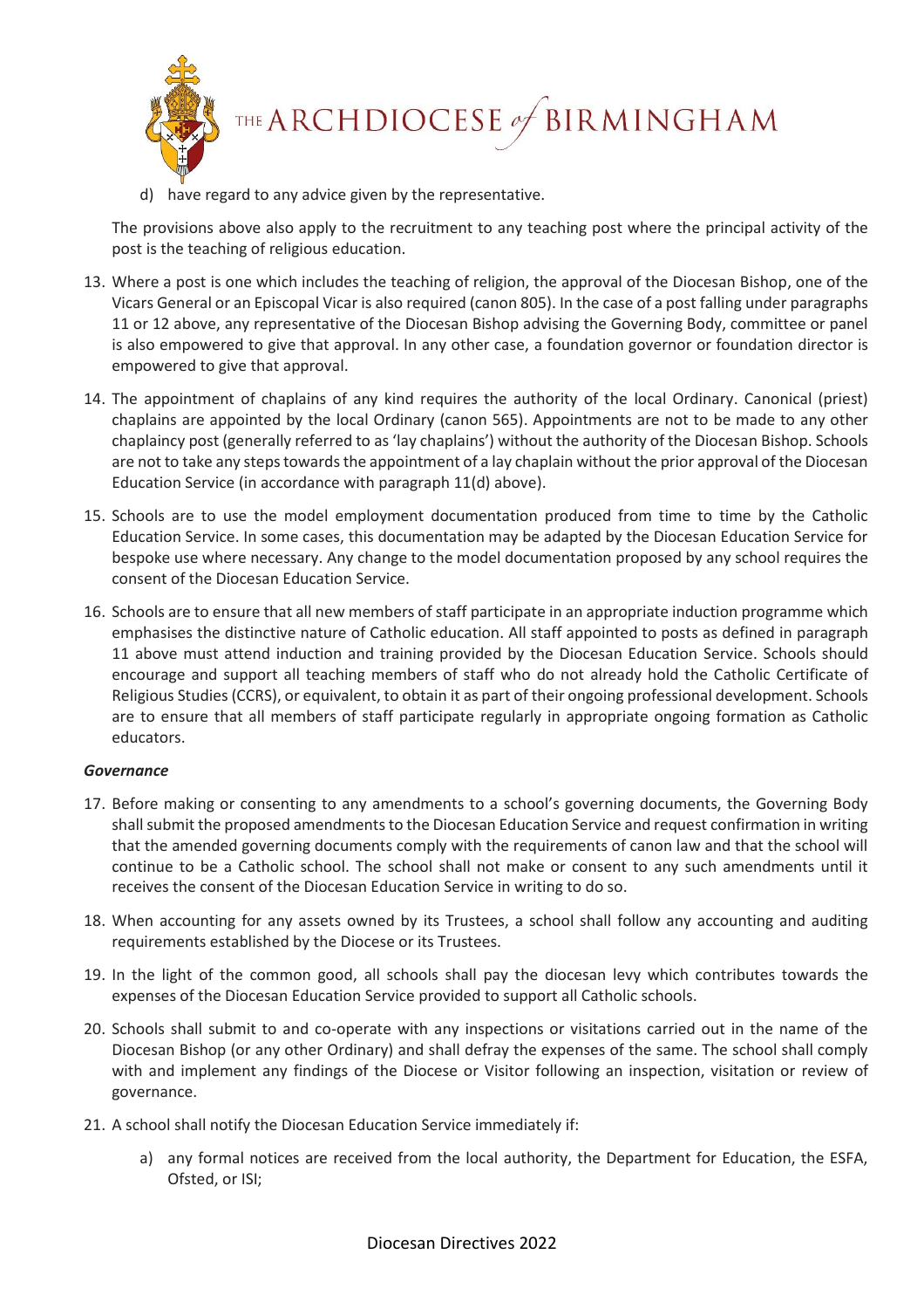d) have regard to any advice given by the representative.

The provisions above also apply to the recruitment to any teaching post where the principal activity of the post is the teaching of religious education.

13. Where a post is one which includes the teaching of religion, the approval of the Diocesan Bishop, one of the Vicars General or an Episcopal Vicar is also required (canon 805). In the case of a post falling under paragraphs 11 or 12 above, any representative of the Diocesan Bishop advising the Governing Body, committee or panel is also empowered to give that approval. In any other case, a foundation governor or foundation director is empowered to give that approval.

14. The appointment of chaplains of any kind requires the authority of the local Ordinary. Canonical (priest) chaplains are appointed by the local Ordinary (canon 565). Appointments are not to be made to any other chaplaincy post (generally referred to as 'lay chaplains') without the authority of the Diocesan Bishop. Schools are not to take any steps towards the appointment of a lay chaplain without the prior approval of the Diocesan Education Service (in accordance with paragraph 11(d) above).

15. Schools are to use the model employment documentation produced from time to time by the Catholic Education Service. In some cases, this documentation may be adapted by the Diocesan Education Service for bespoke use where necessary. Any change to the model documentation proposed by any school requires the consent of the Diocesan Education Service.

16. Schools are to ensure that all new members of staff participate in an appropriate induction programme which emphasises the distinctive nature of Catholic education. All staff appointed to posts as defined in paragraph 11 above must attend induction and training provided by the Diocesan Education Service. Schools should encourage and support all teaching members of staff who do not already hold the Catholic Certificate of Religious Studies (CCRS), or equivalent, to obtain it as part of their ongoing professional development. Schools are to ensure that all members of staff participate regularly in appropriate ongoing formation as Catholic educators.

***Governance***

17. Before making or consenting to any amendments to a school's governing documents, the Governing Body shall submit the proposed amendments to the Diocesan Education Service and request confirmation in writing that the amended governing documents comply with the requirements of canon law and that the school will continue to be a Catholic school. The school shall not make or consent to any such amendments until it receives the consent of the Diocesan Education Service in writing to do so.

18. When accounting for any assets owned by its Trustees, a school shall follow any accounting and auditing requirements established by the Diocese or its Trustees.

19. In the light of the common good, all schools shall pay the diocesan levy which contributes towards the expenses of the Diocesan Education Service provided to support all Catholic schools.

20. Schools shall submit to and co-operate with any inspections or visitations carried out in the name of the Diocesan Bishop (or any other Ordinary) and shall defray the expenses of the same. The school shall comply with and implement any findings of the Diocese or Visitor following an inspection, visitation or review of governance.

21. A school shall notify the Diocesan Education Service immediately if:

    a) any formal notices are received from the local authority, the Department for Education, the ESFA, Ofsted, or ISI;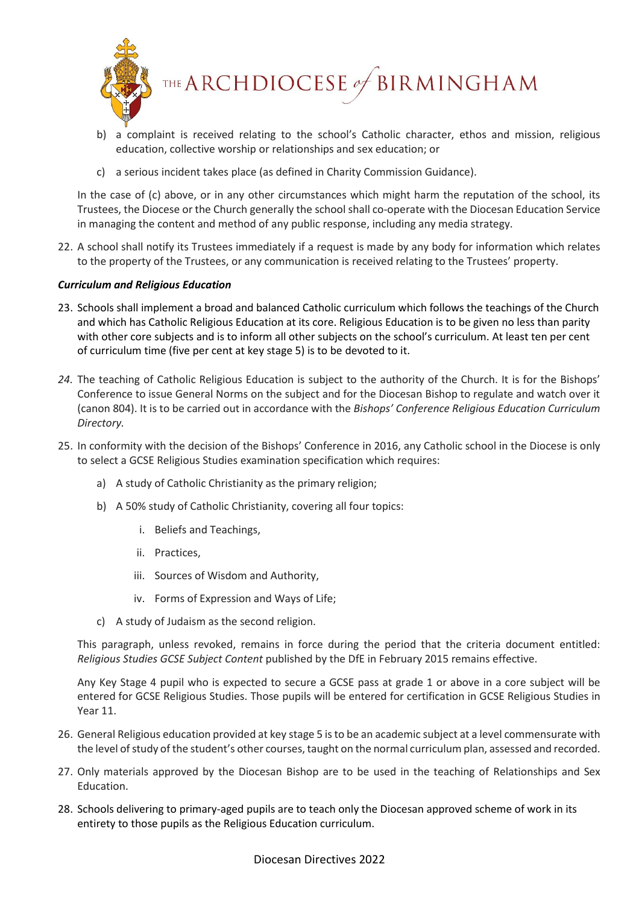b) a complaint is received relating to the school's Catholic character, ethos and mission, religious education, collective worship or relationships and sex education; or

c) a serious incident takes place (as defined in Charity Commission Guidance).

In the case of (c) above, or in any other circumstances which might harm the reputation of the school, its Trustees, the Diocese or the Church generally the school shall co-operate with the Diocesan Education Service in managing the content and method of any public response, including any media strategy.

22. A school shall notify its Trustees immediately if a request is made by any body for information which relates to the property of the Trustees, or any communication is received relating to the Trustees' property.

***Curriculum and Religious Education***

23. Schools shall implement a broad and balanced Catholic curriculum which follows the teachings of the Church and which has Catholic Religious Education at its core. Religious Education is to be given no less than parity with other core subjects and is to inform all other subjects on the school's curriculum. At least ten per cent of curriculum time (five per cent at key stage 5) is to be devoted to it.

24. The teaching of Catholic Religious Education is subject to the authority of the Church. It is for the Bishops' Conference to issue General Norms on the subject and for the Diocesan Bishop to regulate and watch over it (canon 804). It is to be carried out in accordance with the *Bishops' Conference Religious Education Curriculum Directory.*

25. In conformity with the decision of the Bishops' Conference in 2016, any Catholic school in the Diocese is only to select a GCSE Religious Studies examination specification which requires:

    a) A study of Catholic Christianity as the primary religion;

    b) A 50% study of Catholic Christianity, covering all four topics:

        i. Beliefs and Teachings,

        ii. Practices,

        iii. Sources of Wisdom and Authority,

        iv. Forms of Expression and Ways of Life;

    c) A study of Judaism as the second religion.

    This paragraph, unless revoked, remains in force during the period that the criteria document entitled: *Religious Studies GCSE Subject Content* published by the DfE in February 2015 remains effective.

    Any Key Stage 4 pupil who is expected to secure a GCSE pass at grade 1 or above in a core subject will be entered for GCSE Religious Studies. Those pupils will be entered for certification in GCSE Religious Studies in Year 11.

26. General Religious education provided at key stage 5 is to be an academic subject at a level commensurate with the level of study of the student's other courses, taught on the normal curriculum plan, assessed and recorded.

27. Only materials approved by the Diocesan Bishop are to be used in the teaching of Relationships and Sex Education.

28. Schools delivering to primary-aged pupils are to teach only the Diocesan approved scheme of work in its entirety to those pupils as the Religious Education curriculum.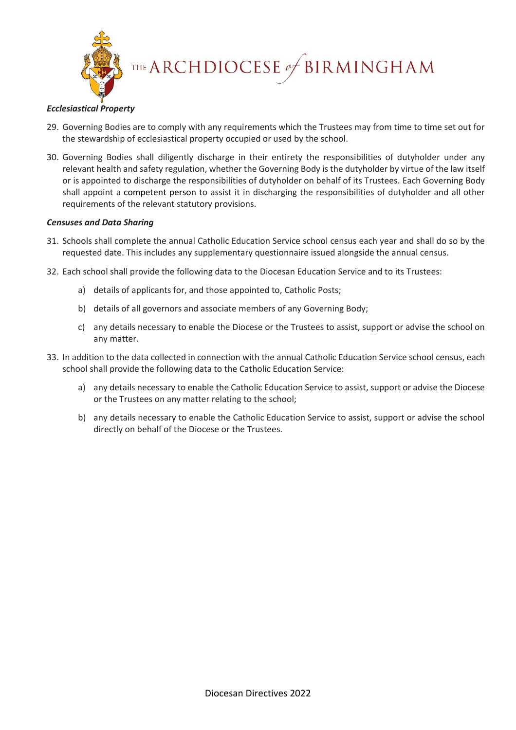***Ecclesiastical Property***

29. Governing Bodies are to comply with any requirements which the Trustees may from time to time set out for the stewardship of ecclesiastical property occupied or used by the school.

30. Governing Bodies shall diligently discharge in their entirety the responsibilities of dutyholder under any relevant health and safety regulation, whether the Governing Body is the dutyholder by virtue of the law itself or is appointed to discharge the responsibilities of dutyholder on behalf of its Trustees. Each Governing Body shall appoint a competent person to assist it in discharging the responsibilities of dutyholder and all other requirements of the relevant statutory provisions.

***Censuses and Data Sharing***

31. Schools shall complete the annual Catholic Education Service school census each year and shall do so by the requested date. This includes any supplementary questionnaire issued alongside the annual census.

32. Each school shall provide the following data to the Diocesan Education Service and to its Trustees:

    a) details of applicants for, and those appointed to, Catholic Posts;

    b) details of all governors and associate members of any Governing Body;

    c) any details necessary to enable the Diocese or the Trustees to assist, support or advise the school on any matter.

33. In addition to the data collected in connection with the annual Catholic Education Service school census, each school shall provide the following data to the Catholic Education Service:

    a) any details necessary to enable the Catholic Education Service to assist, support or advise the Diocese or the Trustees on any matter relating to the school;

    b) any details necessary to enable the Catholic Education Service to assist, support or advise the school directly on behalf of the Diocese or the Trustees.